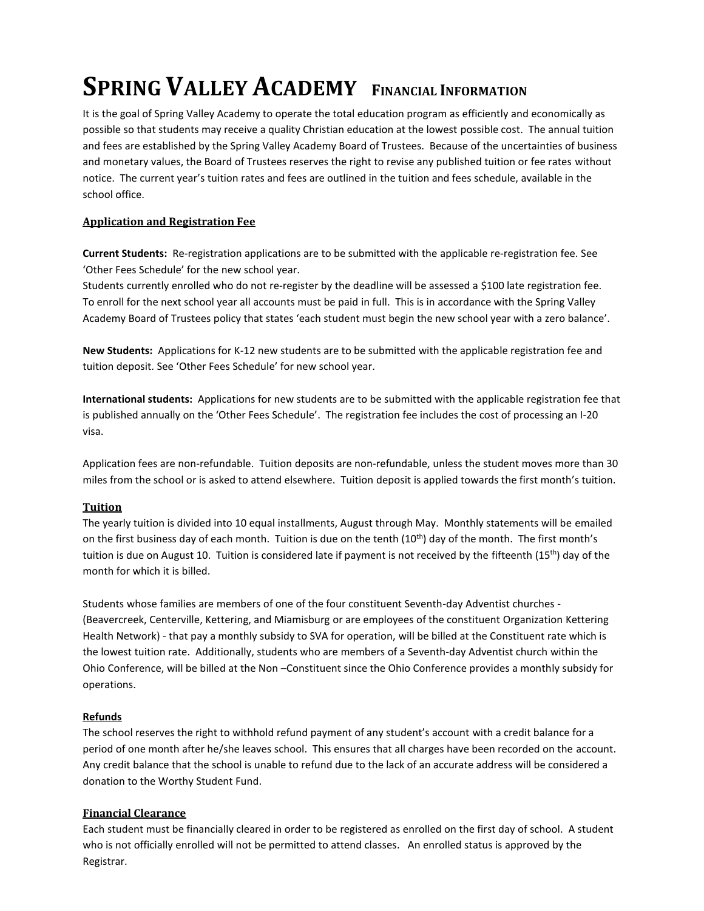# SPRING VALLEY ACADEMY FINANCIAL INFORMATION

It is the goal of Spring Valley Academy to operate the total education program as efficiently and economically as possible so that students may receive a quality Christian education at the lowest possible cost. The annual tuition and fees are established by the Spring Valley Academy Board of Trustees. Because of the uncertainties of business and monetary values, the Board of Trustees reserves the right to revise any published tuition or fee rates without notice. The current year's tuition rates and fees are outlined in the tuition and fees schedule, available in the school office.

## Application and Registration Fee

**Current Students:** Re-registration applications are to be submitted with the applicable re-registration fee. See 'Other Fees Schedule' for the new school year.
Students currently enrolled who do not re-register by the deadline will be assessed a $100 late registration fee. To enroll for the next school year all accounts must be paid in full. This is in accordance with the Spring Valley Academy Board of Trustees policy that states 'each student must begin the new school year with a zero balance'.

**New Students:** Applications for K-12 new students are to be submitted with the applicable registration fee and tuition deposit. See 'Other Fees Schedule' for new school year.

**International students:** Applications for new students are to be submitted with the applicable registration fee that is published annually on the 'Other Fees Schedule'. The registration fee includes the cost of processing an I-20 visa.

Application fees are non-refundable. Tuition deposits are non-refundable, unless the student moves more than 30 miles from the school or is asked to attend elsewhere. Tuition deposit is applied towards the first month's tuition.

## Tuition

The yearly tuition is divided into 10 equal installments, August through May. Monthly statements will be emailed on the first business day of each month. Tuition is due on the tenth (10th) day of the month. The first month's tuition is due on August 10. Tuition is considered late if payment is not received by the fifteenth (15th) day of the month for which it is billed.

Students whose families are members of one of the four constituent Seventh-day Adventist churches - (Beavercreek, Centerville, Kettering, and Miamisburg or are employees of the constituent Organization Kettering Health Network) - that pay a monthly subsidy to SVA for operation, will be billed at the Constituent rate which is the lowest tuition rate. Additionally, students who are members of a Seventh-day Adventist church within the Ohio Conference, will be billed at the Non –Constituent since the Ohio Conference provides a monthly subsidy for operations.

## Refunds

The school reserves the right to withhold refund payment of any student's account with a credit balance for a period of one month after he/she leaves school. This ensures that all charges have been recorded on the account. Any credit balance that the school is unable to refund due to the lack of an accurate address will be considered a donation to the Worthy Student Fund.

## Financial Clearance

Each student must be financially cleared in order to be registered as enrolled on the first day of school. A student who is not officially enrolled will not be permitted to attend classes. An enrolled status is approved by the Registrar.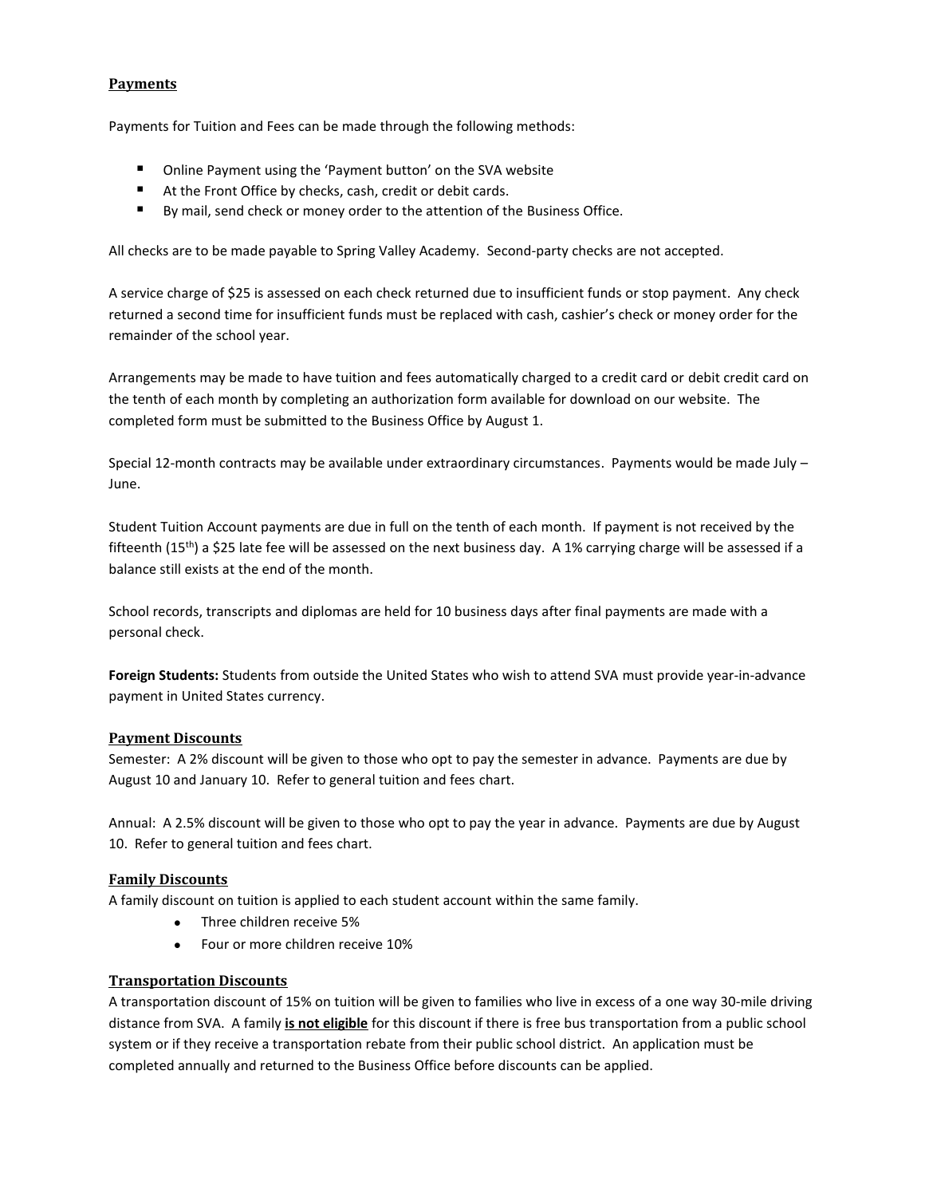## Payments

Payments for Tuition and Fees can be made through the following methods:

- Online Payment using the 'Payment button' on the SVA website
- At the Front Office by checks, cash, credit or debit cards.
- By mail, send check or money order to the attention of the Business Office.

All checks are to be made payable to Spring Valley Academy. Second-party checks are not accepted.

A service charge of $25 is assessed on each check returned due to insufficient funds or stop payment. Any check returned a second time for insufficient funds must be replaced with cash, cashier's check or money order for the remainder of the school year.

Arrangements may be made to have tuition and fees automatically charged to a credit card or debit credit card on the tenth of each month by completing an authorization form available for download on our website. The completed form must be submitted to the Business Office by August 1.

Special 12-month contracts may be available under extraordinary circumstances. Payments would be made July – June.

Student Tuition Account payments are due in full on the tenth of each month. If payment is not received by the fifteenth (15th) a $25 late fee will be assessed on the next business day. A 1% carrying charge will be assessed if a balance still exists at the end of the month.

School records, transcripts and diplomas are held for 10 business days after final payments are made with a personal check.

**Foreign Students:** Students from outside the United States who wish to attend SVA must provide year-in-advance payment in United States currency.

## Payment Discounts

Semester: A 2% discount will be given to those who opt to pay the semester in advance. Payments are due by August 10 and January 10. Refer to general tuition and fees chart.

Annual: A 2.5% discount will be given to those who opt to pay the year in advance. Payments are due by August 10. Refer to general tuition and fees chart.

## Family Discounts

A family discount on tuition is applied to each student account within the same family.

- Three children receive 5%
- Four or more children receive 10%

## Transportation Discounts

A transportation discount of 15% on tuition will be given to families who live in excess of a one way 30-mile driving distance from SVA. A family **is not eligible** for this discount if there is free bus transportation from a public school system or if they receive a transportation rebate from their public school district. An application must be completed annually and returned to the Business Office before discounts can be applied.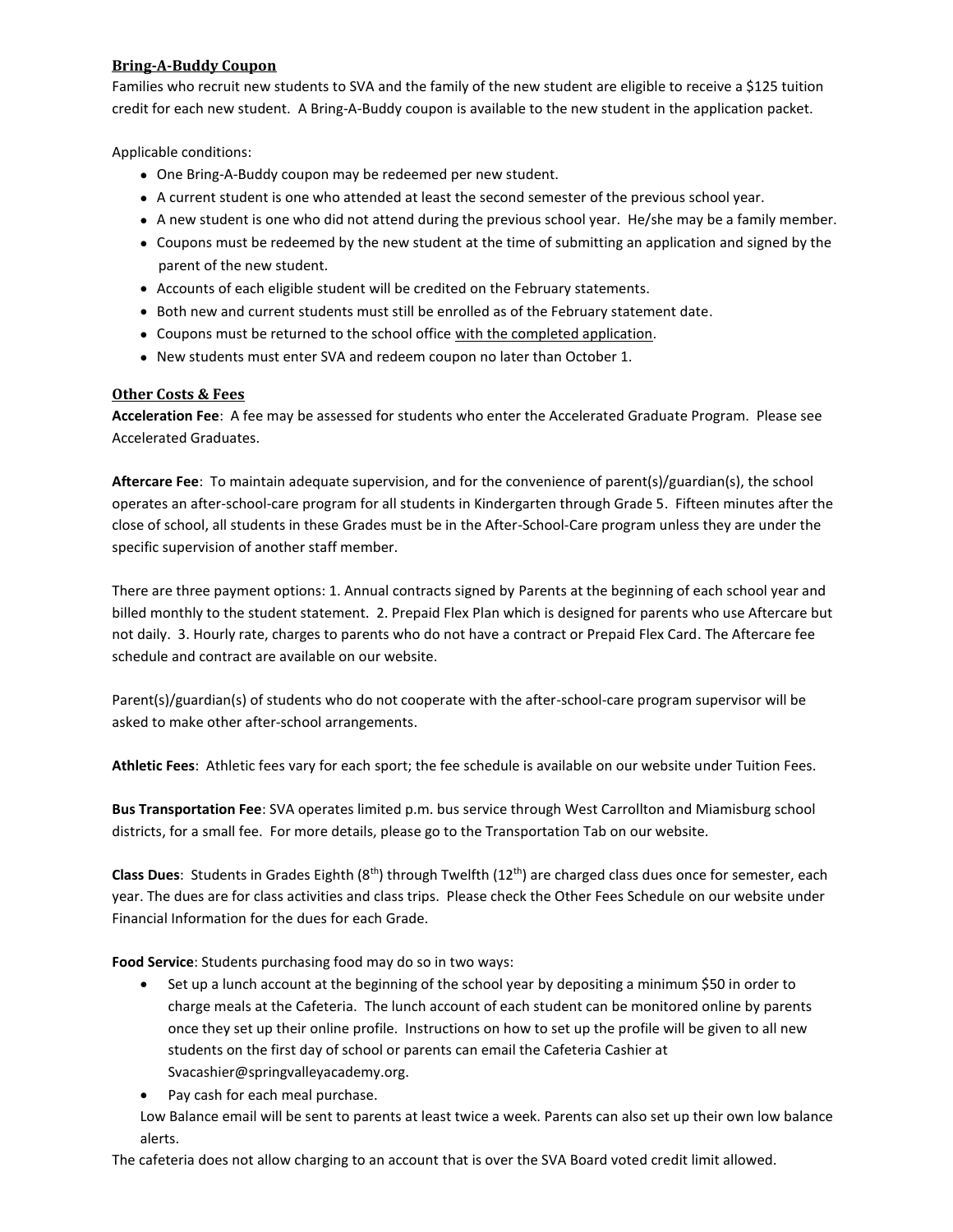## Bring-A-Buddy Coupon

Families who recruit new students to SVA and the family of the new student are eligible to receive a $125 tuition credit for each new student. A Bring-A-Buddy coupon is available to the new student in the application packet.

Applicable conditions:

- One Bring-A-Buddy coupon may be redeemed per new student.
- A current student is one who attended at least the second semester of the previous school year.
- A new student is one who did not attend during the previous school year. He/she may be a family member.
- Coupons must be redeemed by the new student at the time of submitting an application and signed by the parent of the new student.
- Accounts of each eligible student will be credited on the February statements.
- Both new and current students must still be enrolled as of the February statement date.
- Coupons must be returned to the school office with the completed application.
- New students must enter SVA and redeem coupon no later than October 1.

## Other Costs & Fees

**Acceleration Fee**: A fee may be assessed for students who enter the Accelerated Graduate Program. Please see Accelerated Graduates.

**Aftercare Fee**: To maintain adequate supervision, and for the convenience of parent(s)/guardian(s), the school operates an after-school-care program for all students in Kindergarten through Grade 5. Fifteen minutes after the close of school, all students in these Grades must be in the After-School-Care program unless they are under the specific supervision of another staff member.

There are three payment options: 1. Annual contracts signed by Parents at the beginning of each school year and billed monthly to the student statement. 2. Prepaid Flex Plan which is designed for parents who use Aftercare but not daily. 3. Hourly rate, charges to parents who do not have a contract or Prepaid Flex Card. The Aftercare fee schedule and contract are available on our website.

Parent(s)/guardian(s) of students who do not cooperate with the after-school-care program supervisor will be asked to make other after-school arrangements.

**Athletic Fees**: Athletic fees vary for each sport; the fee schedule is available on our website under Tuition Fees.

**Bus Transportation Fee**: SVA operates limited p.m. bus service through West Carrollton and Miamisburg school districts, for a small fee. For more details, please go to the Transportation Tab on our website.

**Class Dues**: Students in Grades Eighth (8th) through Twelfth (12th) are charged class dues once for semester, each year. The dues are for class activities and class trips. Please check the Other Fees Schedule on our website under Financial Information for the dues for each Grade.

**Food Service**: Students purchasing food may do so in two ways:

- Set up a lunch account at the beginning of the school year by depositing a minimum $50 in order to charge meals at the Cafeteria. The lunch account of each student can be monitored online by parents once they set up their online profile. Instructions on how to set up the profile will be given to all new students on the first day of school or parents can email the Cafeteria Cashier at Svacashier@springvalleyacademy.org.
- Pay cash for each meal purchase.

Low Balance email will be sent to parents at least twice a week. Parents can also set up their own low balance alerts.

The cafeteria does not allow charging to an account that is over the SVA Board voted credit limit allowed.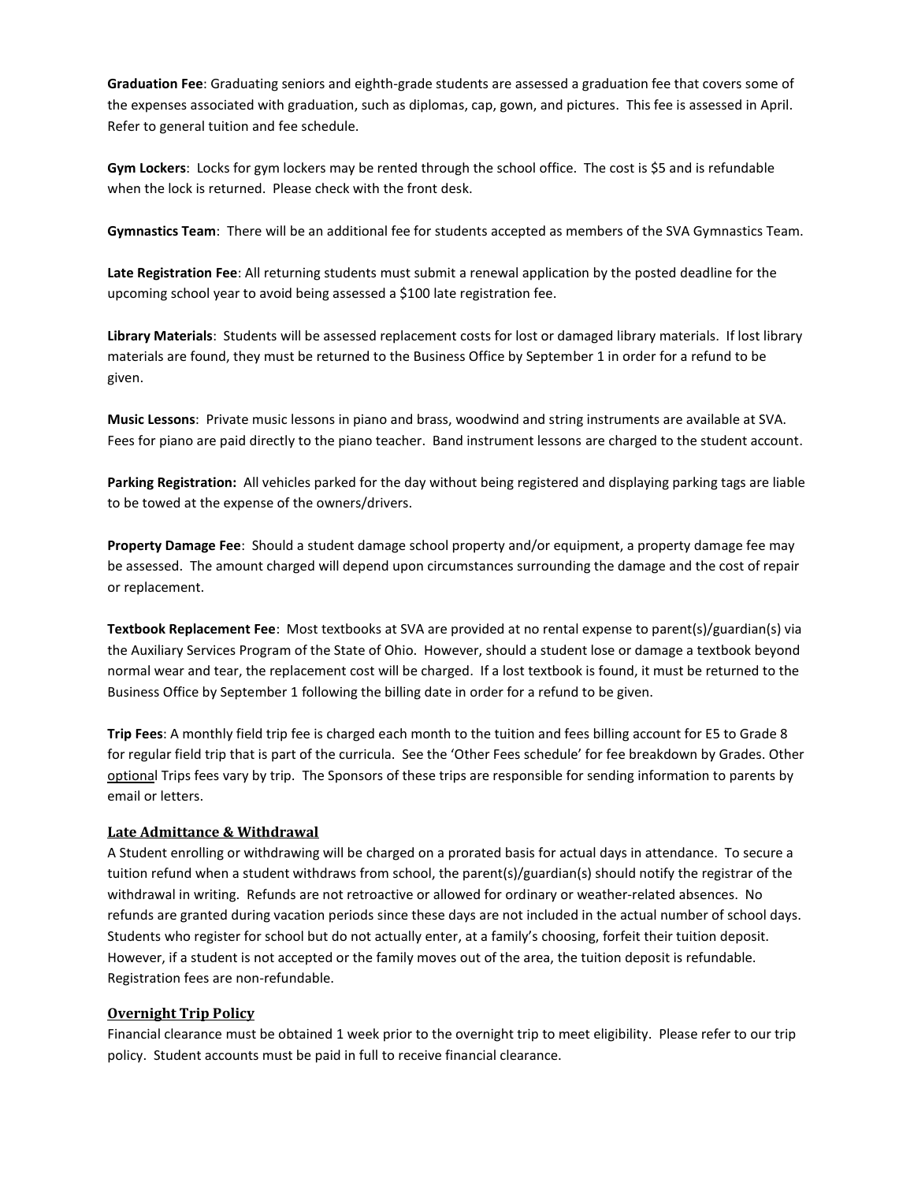**Graduation Fee**: Graduating seniors and eighth-grade students are assessed a graduation fee that covers some of the expenses associated with graduation, such as diplomas, cap, gown, and pictures. This fee is assessed in April. Refer to general tuition and fee schedule.

**Gym Lockers**: Locks for gym lockers may be rented through the school office. The cost is $5 and is refundable when the lock is returned. Please check with the front desk.

**Gymnastics Team**: There will be an additional fee for students accepted as members of the SVA Gymnastics Team.

**Late Registration Fee**: All returning students must submit a renewal application by the posted deadline for the upcoming school year to avoid being assessed a $100 late registration fee.

**Library Materials**: Students will be assessed replacement costs for lost or damaged library materials. If lost library materials are found, they must be returned to the Business Office by September 1 in order for a refund to be given.

**Music Lessons**: Private music lessons in piano and brass, woodwind and string instruments are available at SVA. Fees for piano are paid directly to the piano teacher. Band instrument lessons are charged to the student account.

**Parking Registration:** All vehicles parked for the day without being registered and displaying parking tags are liable to be towed at the expense of the owners/drivers.

**Property Damage Fee**: Should a student damage school property and/or equipment, a property damage fee may be assessed. The amount charged will depend upon circumstances surrounding the damage and the cost of repair or replacement.

**Textbook Replacement Fee**: Most textbooks at SVA are provided at no rental expense to parent(s)/guardian(s) via the Auxiliary Services Program of the State of Ohio. However, should a student lose or damage a textbook beyond normal wear and tear, the replacement cost will be charged. If a lost textbook is found, it must be returned to the Business Office by September 1 following the billing date in order for a refund to be given.

**Trip Fees**: A monthly field trip fee is charged each month to the tuition and fees billing account for E5 to Grade 8 for regular field trip that is part of the curricula. See the 'Other Fees schedule' for fee breakdown by Grades. Other optional Trips fees vary by trip. The Sponsors of these trips are responsible for sending information to parents by email or letters.

## Late Admittance & Withdrawal

A Student enrolling or withdrawing will be charged on a prorated basis for actual days in attendance. To secure a tuition refund when a student withdraws from school, the parent(s)/guardian(s) should notify the registrar of the withdrawal in writing. Refunds are not retroactive or allowed for ordinary or weather-related absences. No refunds are granted during vacation periods since these days are not included in the actual number of school days. Students who register for school but do not actually enter, at a family's choosing, forfeit their tuition deposit. However, if a student is not accepted or the family moves out of the area, the tuition deposit is refundable. Registration fees are non-refundable.

## Overnight Trip Policy

Financial clearance must be obtained 1 week prior to the overnight trip to meet eligibility. Please refer to our trip policy. Student accounts must be paid in full to receive financial clearance.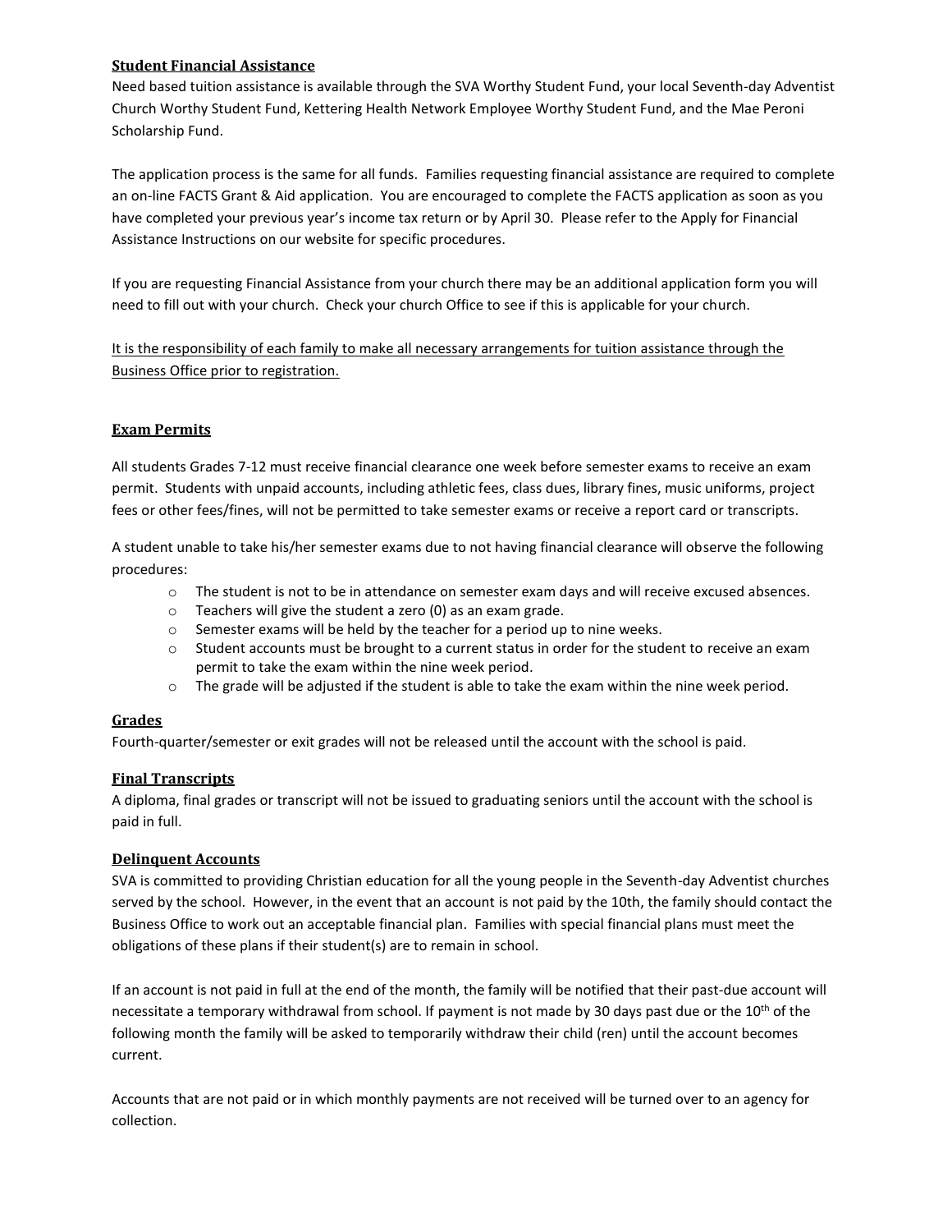## Student Financial Assistance

Need based tuition assistance is available through the SVA Worthy Student Fund, your local Seventh-day Adventist Church Worthy Student Fund, Kettering Health Network Employee Worthy Student Fund, and the Mae Peroni Scholarship Fund.

The application process is the same for all funds. Families requesting financial assistance are required to complete an on-line FACTS Grant & Aid application. You are encouraged to complete the FACTS application as soon as you have completed your previous year's income tax return or by April 30. Please refer to the Apply for Financial Assistance Instructions on our website for specific procedures.

If you are requesting Financial Assistance from your church there may be an additional application form you will need to fill out with your church. Check your church Office to see if this is applicable for your church.

<u>It is the responsibility of each family to make all necessary arrangements for tuition assistance through the Business Office prior to registration.</u>

## Exam Permits

All students Grades 7-12 must receive financial clearance one week before semester exams to receive an exam permit. Students with unpaid accounts, including athletic fees, class dues, library fines, music uniforms, project fees or other fees/fines, will not be permitted to take semester exams or receive a report card or transcripts.

A student unable to take his/her semester exams due to not having financial clearance will observe the following procedures:

- The student is not to be in attendance on semester exam days and will receive excused absences.
- Teachers will give the student a zero (0) as an exam grade.
- Semester exams will be held by the teacher for a period up to nine weeks.
- Student accounts must be brought to a current status in order for the student to receive an exam permit to take the exam within the nine week period.
- The grade will be adjusted if the student is able to take the exam within the nine week period.

## Grades

Fourth-quarter/semester or exit grades will not be released until the account with the school is paid.

## Final Transcripts

A diploma, final grades or transcript will not be issued to graduating seniors until the account with the school is paid in full.

## Delinquent Accounts

SVA is committed to providing Christian education for all the young people in the Seventh-day Adventist churches served by the school. However, in the event that an account is not paid by the 10th, the family should contact the Business Office to work out an acceptable financial plan. Families with special financial plans must meet the obligations of these plans if their student(s) are to remain in school.

If an account is not paid in full at the end of the month, the family will be notified that their past-due account will necessitate a temporary withdrawal from school. If payment is not made by 30 days past due or the 10th of the following month the family will be asked to temporarily withdraw their child (ren) until the account becomes current.

Accounts that are not paid or in which monthly payments are not received will be turned over to an agency for collection.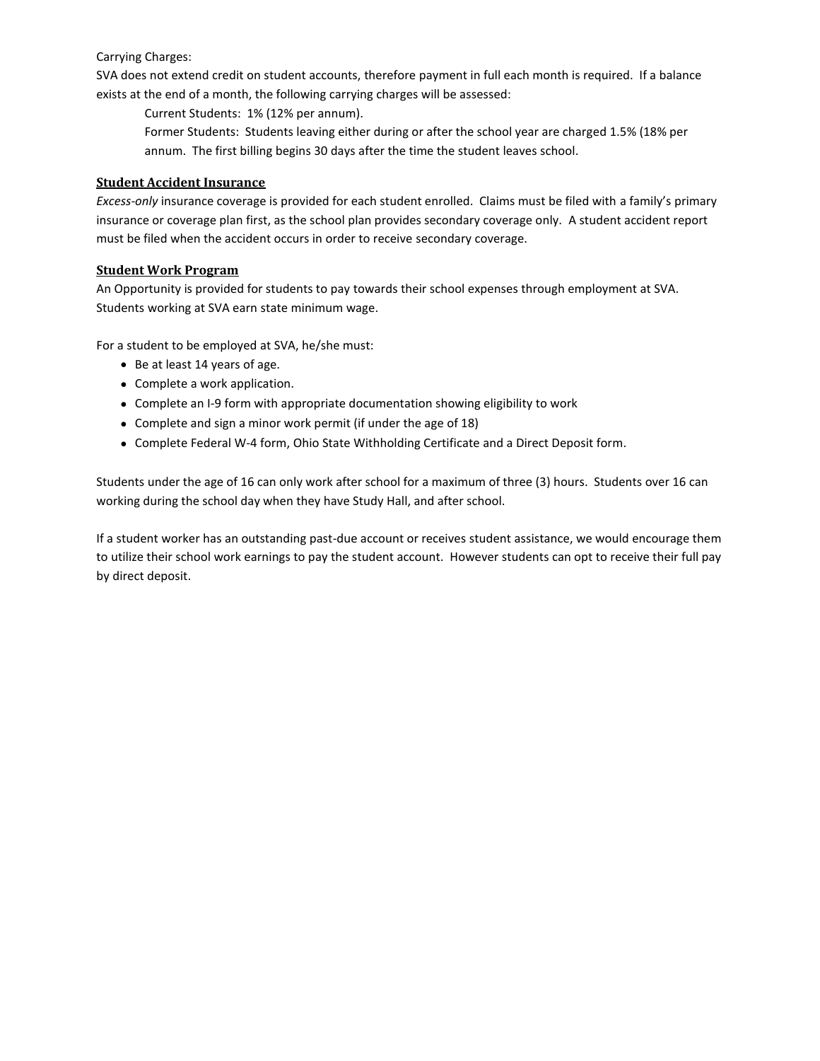Carrying Charges:
SVA does not extend credit on student accounts, therefore payment in full each month is required. If a balance exists at the end of a month, the following carrying charges will be assessed:

Current Students: 1% (12% per annum).

Former Students: Students leaving either during or after the school year are charged 1.5% (18% per annum. The first billing begins 30 days after the time the student leaves school.

## Student Accident Insurance

*Excess-only* insurance coverage is provided for each student enrolled. Claims must be filed with a family's primary insurance or coverage plan first, as the school plan provides secondary coverage only. A student accident report must be filed when the accident occurs in order to receive secondary coverage.

## Student Work Program

An Opportunity is provided for students to pay towards their school expenses through employment at SVA. Students working at SVA earn state minimum wage.

For a student to be employed at SVA, he/she must:

- Be at least 14 years of age.
- Complete a work application.
- Complete an I-9 form with appropriate documentation showing eligibility to work
- Complete and sign a minor work permit (if under the age of 18)
- Complete Federal W-4 form, Ohio State Withholding Certificate and a Direct Deposit form.

Students under the age of 16 can only work after school for a maximum of three (3) hours. Students over 16 can working during the school day when they have Study Hall, and after school.

If a student worker has an outstanding past-due account or receives student assistance, we would encourage them to utilize their school work earnings to pay the student account. However students can opt to receive their full pay by direct deposit.